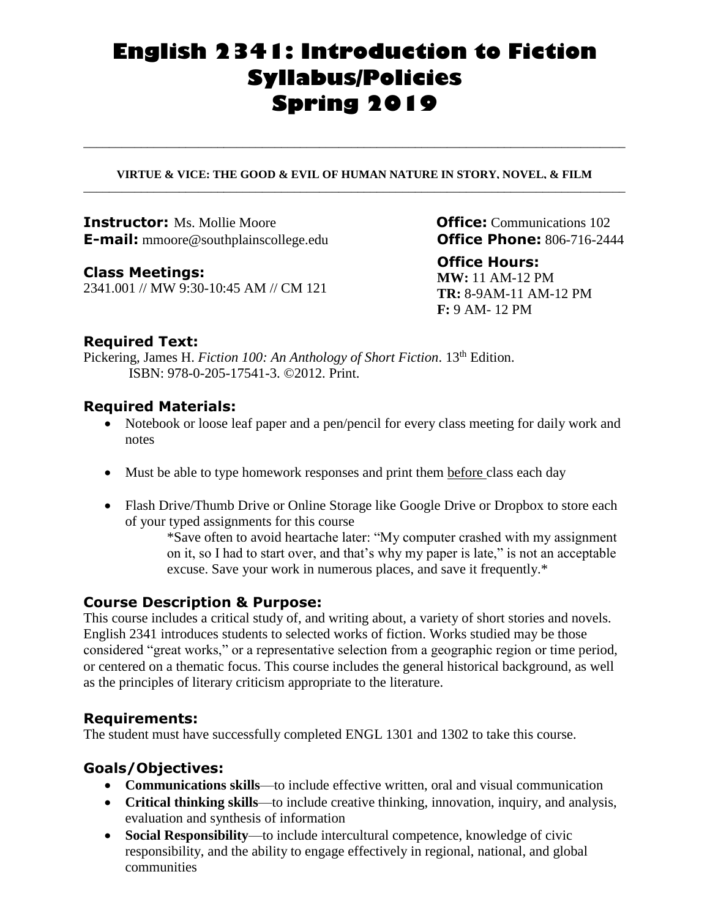# English 2341: Introduction to Fiction Syllabus/Policies Spring 2019

---

**VIRTUE & VICE: THE GOOD & EVIL OF HUMAN NATURE IN STORY, NOVEL, & FILM**

---

**Instructor:** Ms. Mollie Moore
**E-mail:** mmoore@southplainscollege.edu

**Class Meetings:**
2341.001 // MW 9:30-10:45 AM // CM 121

**Office:** Communications 102
**Office Phone:** 806-716-2444

**Office Hours:**
**MW:** 11 AM-12 PM
**TR:** 8-9AM-11 AM-12 PM
**F:** 9 AM- 12 PM

## Required Text:

Pickering, James H. *Fiction 100: An Anthology of Short Fiction*. 13th Edition. ISBN: 978-0-205-17541-3. ©2012. Print.

## Required Materials:

- Notebook or loose leaf paper and a pen/pencil for every class meeting for daily work and notes
- Must be able to type homework responses and print them before class each day
- Flash Drive/Thumb Drive or Online Storage like Google Drive or Dropbox to store each of your typed assignments for this course

  *Save often to avoid heartache later: "My computer crashed with my assignment on it, so I had to start over, and that's why my paper is late," is not an acceptable excuse. Save your work in numerous places, and save it frequently.*

## Course Description & Purpose:

This course includes a critical study of, and writing about, a variety of short stories and novels. English 2341 introduces students to selected works of fiction. Works studied may be those considered "great works," or a representative selection from a geographic region or time period, or centered on a thematic focus. This course includes the general historical background, as well as the principles of literary criticism appropriate to the literature.

## Requirements:

The student must have successfully completed ENGL 1301 and 1302 to take this course.

## Goals/Objectives:

- **Communications skills**—to include effective written, oral and visual communication
- **Critical thinking skills**—to include creative thinking, innovation, inquiry, and analysis, evaluation and synthesis of information
- **Social Responsibility**—to include intercultural competence, knowledge of civic responsibility, and the ability to engage effectively in regional, national, and global communities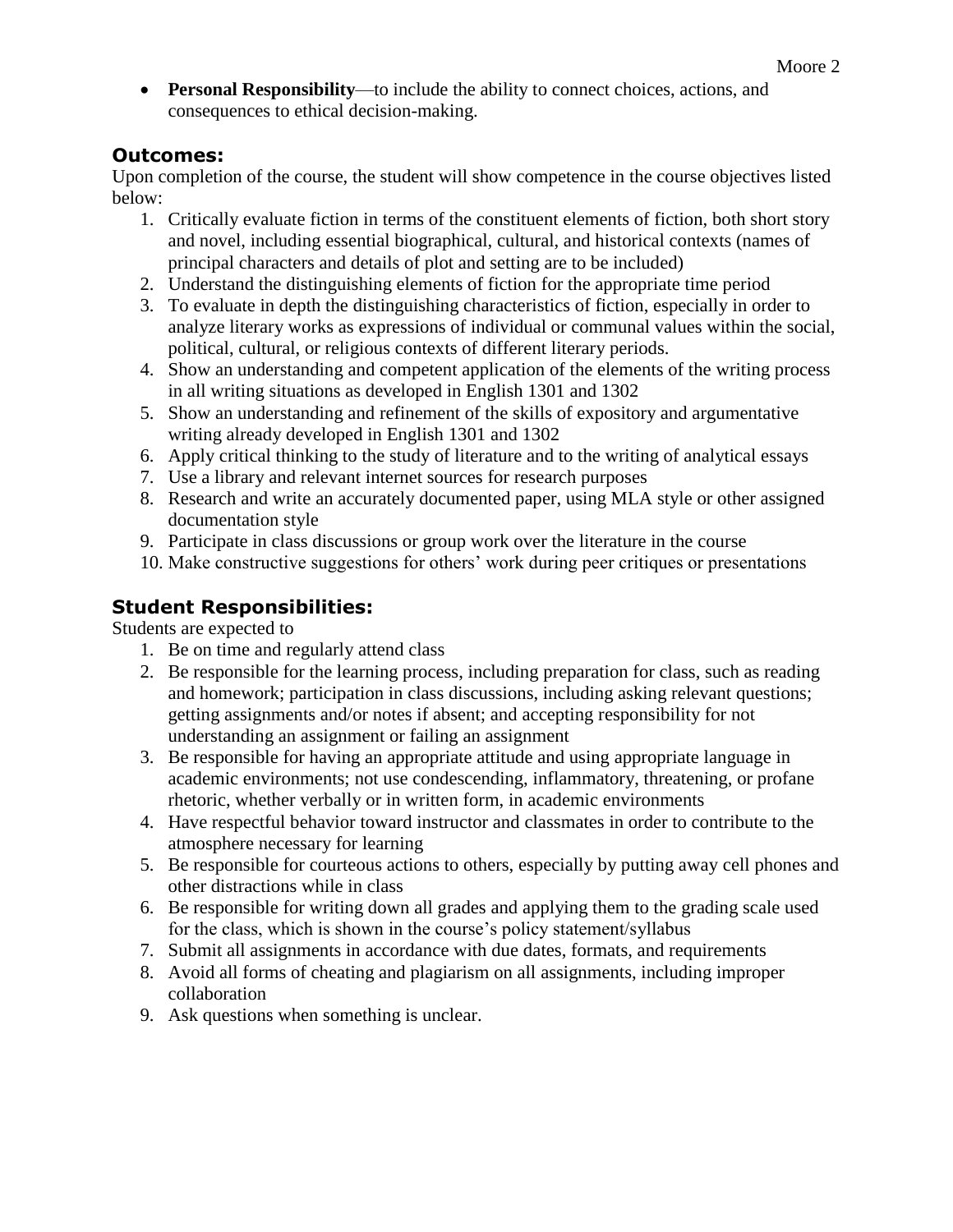- **Personal Responsibility**—to include the ability to connect choices, actions, and consequences to ethical decision-making.

## Outcomes:

Upon completion of the course, the student will show competence in the course objectives listed below:

1. Critically evaluate fiction in terms of the constituent elements of fiction, both short story and novel, including essential biographical, cultural, and historical contexts (names of principal characters and details of plot and setting are to be included)
2. Understand the distinguishing elements of fiction for the appropriate time period
3. To evaluate in depth the distinguishing characteristics of fiction, especially in order to analyze literary works as expressions of individual or communal values within the social, political, cultural, or religious contexts of different literary periods.
4. Show an understanding and competent application of the elements of the writing process in all writing situations as developed in English 1301 and 1302
5. Show an understanding and refinement of the skills of expository and argumentative writing already developed in English 1301 and 1302
6. Apply critical thinking to the study of literature and to the writing of analytical essays
7. Use a library and relevant internet sources for research purposes
8. Research and write an accurately documented paper, using MLA style or other assigned documentation style
9. Participate in class discussions or group work over the literature in the course
10. Make constructive suggestions for others' work during peer critiques or presentations

## Student Responsibilities:

Students are expected to

1. Be on time and regularly attend class
2. Be responsible for the learning process, including preparation for class, such as reading and homework; participation in class discussions, including asking relevant questions; getting assignments and/or notes if absent; and accepting responsibility for not understanding an assignment or failing an assignment
3. Be responsible for having an appropriate attitude and using appropriate language in academic environments; not use condescending, inflammatory, threatening, or profane rhetoric, whether verbally or in written form, in academic environments
4. Have respectful behavior toward instructor and classmates in order to contribute to the atmosphere necessary for learning
5. Be responsible for courteous actions to others, especially by putting away cell phones and other distractions while in class
6. Be responsible for writing down all grades and applying them to the grading scale used for the class, which is shown in the course's policy statement/syllabus
7. Submit all assignments in accordance with due dates, formats, and requirements
8. Avoid all forms of cheating and plagiarism on all assignments, including improper collaboration
9. Ask questions when something is unclear.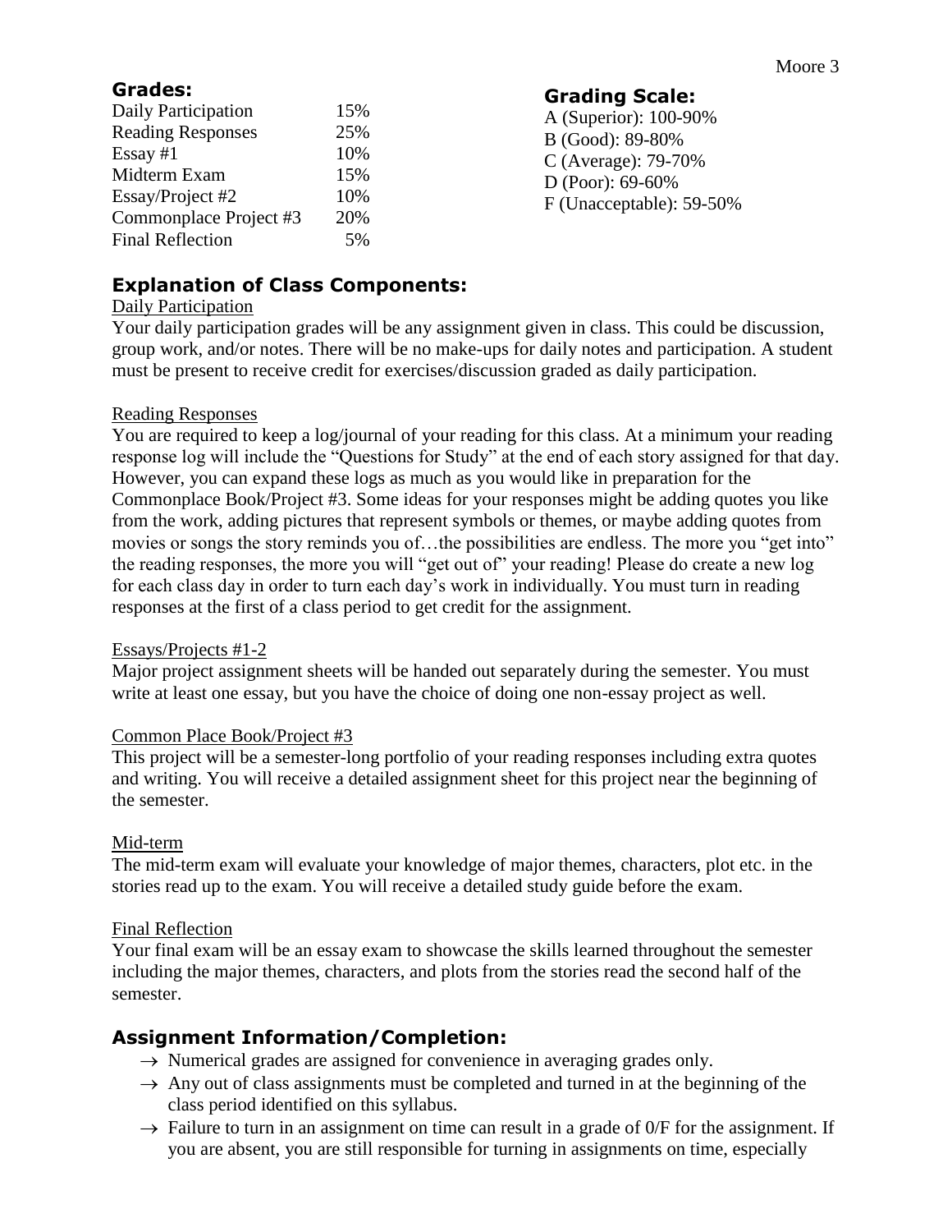## Grades:

| Daily Participation | 15% |
| --- | --- |
| Reading Responses | 25% |
| Essay #1 | 10% |
| Midterm Exam | 15% |
| Essay/Project #2 | 10% |
| Commonplace Project #3 | 20% |
| Final Reflection | 5% |

## Grading Scale:

A (Superior): 100-90%
B (Good): 89-80%
C (Average): 79-70%
D (Poor): 69-60%
F (Unacceptable): 59-50%

## Explanation of Class Components:

Daily Participation

Your daily participation grades will be any assignment given in class. This could be discussion, group work, and/or notes. There will be no make-ups for daily notes and participation. A student must be present to receive credit for exercises/discussion graded as daily participation.

Reading Responses

You are required to keep a log/journal of your reading for this class. At a minimum your reading response log will include the "Questions for Study" at the end of each story assigned for that day. However, you can expand these logs as much as you would like in preparation for the Commonplace Book/Project #3. Some ideas for your responses might be adding quotes you like from the work, adding pictures that represent symbols or themes, or maybe adding quotes from movies or songs the story reminds you of…the possibilities are endless. The more you "get into" the reading responses, the more you will "get out of" your reading! Please do create a new log for each class day in order to turn each day's work in individually. You must turn in reading responses at the first of a class period to get credit for the assignment.

Essays/Projects #1-2

Major project assignment sheets will be handed out separately during the semester. You must write at least one essay, but you have the choice of doing one non-essay project as well.

Common Place Book/Project #3

This project will be a semester-long portfolio of your reading responses including extra quotes and writing. You will receive a detailed assignment sheet for this project near the beginning of the semester.

Mid-term

The mid-term exam will evaluate your knowledge of major themes, characters, plot etc. in the stories read up to the exam. You will receive a detailed study guide before the exam.

Final Reflection

Your final exam will be an essay exam to showcase the skills learned throughout the semester including the major themes, characters, and plots from the stories read the second half of the semester.

## Assignment Information/Completion:

- → Numerical grades are assigned for convenience in averaging grades only.
- → Any out of class assignments must be completed and turned in at the beginning of the class period identified on this syllabus.
- → Failure to turn in an assignment on time can result in a grade of 0/F for the assignment. If you are absent, you are still responsible for turning in assignments on time, especially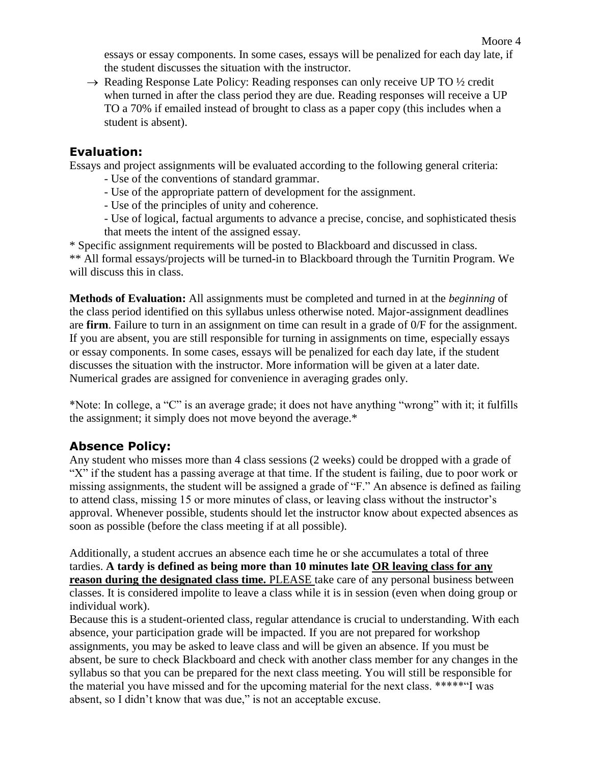essays or essay components. In some cases, essays will be penalized for each day late, if the student discusses the situation with the instructor.

→ Reading Response Late Policy: Reading responses can only receive UP TO ½ credit when turned in after the class period they are due. Reading responses will receive a UP TO a 70% if emailed instead of brought to class as a paper copy (this includes when a student is absent).

## Evaluation:

Essays and project assignments will be evaluated according to the following general criteria:

- Use of the conventions of standard grammar.
- Use of the appropriate pattern of development for the assignment.
- Use of the principles of unity and coherence.
- Use of logical, factual arguments to advance a precise, concise, and sophisticated thesis that meets the intent of the assigned essay.

* Specific assignment requirements will be posted to Blackboard and discussed in class.
** All formal essays/projects will be turned-in to Blackboard through the Turnitin Program. We will discuss this in class.

**Methods of Evaluation:** All assignments must be completed and turned in at the *beginning* of the class period identified on this syllabus unless otherwise noted. Major-assignment deadlines are **firm**. Failure to turn in an assignment on time can result in a grade of 0/F for the assignment. If you are absent, you are still responsible for turning in assignments on time, especially essays or essay components. In some cases, essays will be penalized for each day late, if the student discusses the situation with the instructor. More information will be given at a later date. Numerical grades are assigned for convenience in averaging grades only.

*Note: In college, a "C" is an average grade; it does not have anything "wrong" with it; it fulfills the assignment; it simply does not move beyond the average.*

## Absence Policy:

Any student who misses more than 4 class sessions (2 weeks) could be dropped with a grade of "X" if the student has a passing average at that time. If the student is failing, due to poor work or missing assignments, the student will be assigned a grade of "F." An absence is defined as failing to attend class, missing 15 or more minutes of class, or leaving class without the instructor's approval. Whenever possible, students should let the instructor know about expected absences as soon as possible (before the class meeting if at all possible).

Additionally, a student accrues an absence each time he or she accumulates a total of three tardies. **A tardy is defined as being more than 10 minutes late <u>OR leaving class for any reason during the designated class time.</u>** <u>PLEASE</u> take care of any personal business between classes. It is considered impolite to leave a class while it is in session (even when doing group or individual work).

Because this is a student-oriented class, regular attendance is crucial to understanding. With each absence, your participation grade will be impacted. If you are not prepared for workshop assignments, you may be asked to leave class and will be given an absence. If you must be absent, be sure to check Blackboard and check with another class member for any changes in the syllabus so that you can be prepared for the next class meeting. You will still be responsible for the material you have missed and for the upcoming material for the next class. *****"I was absent, so I didn't know that was due," is not an acceptable excuse.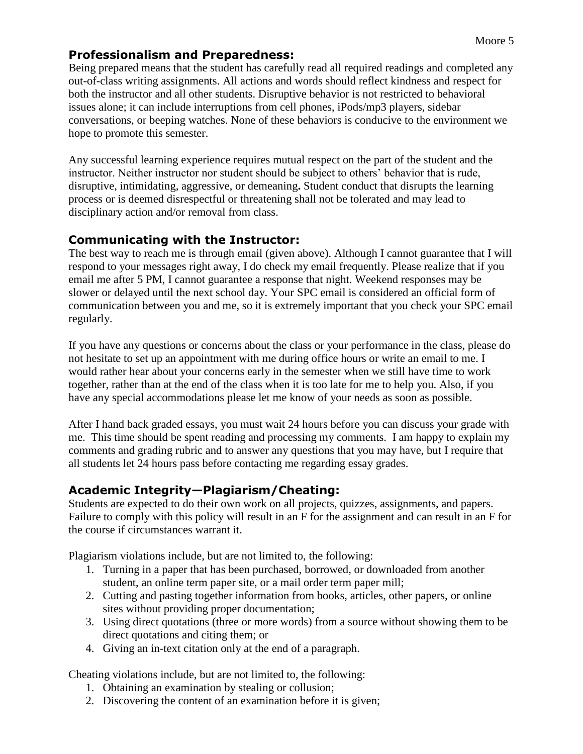## Professionalism and Preparedness:

Being prepared means that the student has carefully read all required readings and completed any out-of-class writing assignments. All actions and words should reflect kindness and respect for both the instructor and all other students. Disruptive behavior is not restricted to behavioral issues alone; it can include interruptions from cell phones, iPods/mp3 players, sidebar conversations, or beeping watches. None of these behaviors is conducive to the environment we hope to promote this semester.

Any successful learning experience requires mutual respect on the part of the student and the instructor. Neither instructor nor student should be subject to others' behavior that is rude, disruptive, intimidating, aggressive, or demeaning**.** Student conduct that disrupts the learning process or is deemed disrespectful or threatening shall not be tolerated and may lead to disciplinary action and/or removal from class.

## Communicating with the Instructor:

The best way to reach me is through email (given above). Although I cannot guarantee that I will respond to your messages right away, I do check my email frequently. Please realize that if you email me after 5 PM, I cannot guarantee a response that night. Weekend responses may be slower or delayed until the next school day. Your SPC email is considered an official form of communication between you and me, so it is extremely important that you check your SPC email regularly.

If you have any questions or concerns about the class or your performance in the class, please do not hesitate to set up an appointment with me during office hours or write an email to me. I would rather hear about your concerns early in the semester when we still have time to work together, rather than at the end of the class when it is too late for me to help you. Also, if you have any special accommodations please let me know of your needs as soon as possible.

After I hand back graded essays, you must wait 24 hours before you can discuss your grade with me. This time should be spent reading and processing my comments. I am happy to explain my comments and grading rubric and to answer any questions that you may have, but I require that all students let 24 hours pass before contacting me regarding essay grades.

## Academic Integrity—Plagiarism/Cheating:

Students are expected to do their own work on all projects, quizzes, assignments, and papers. Failure to comply with this policy will result in an F for the assignment and can result in an F for the course if circumstances warrant it.

Plagiarism violations include, but are not limited to, the following:

1. Turning in a paper that has been purchased, borrowed, or downloaded from another student, an online term paper site, or a mail order term paper mill;
2. Cutting and pasting together information from books, articles, other papers, or online sites without providing proper documentation;
3. Using direct quotations (three or more words) from a source without showing them to be direct quotations and citing them; or
4. Giving an in-text citation only at the end of a paragraph.

Cheating violations include, but are not limited to, the following:

1. Obtaining an examination by stealing or collusion;
2. Discovering the content of an examination before it is given;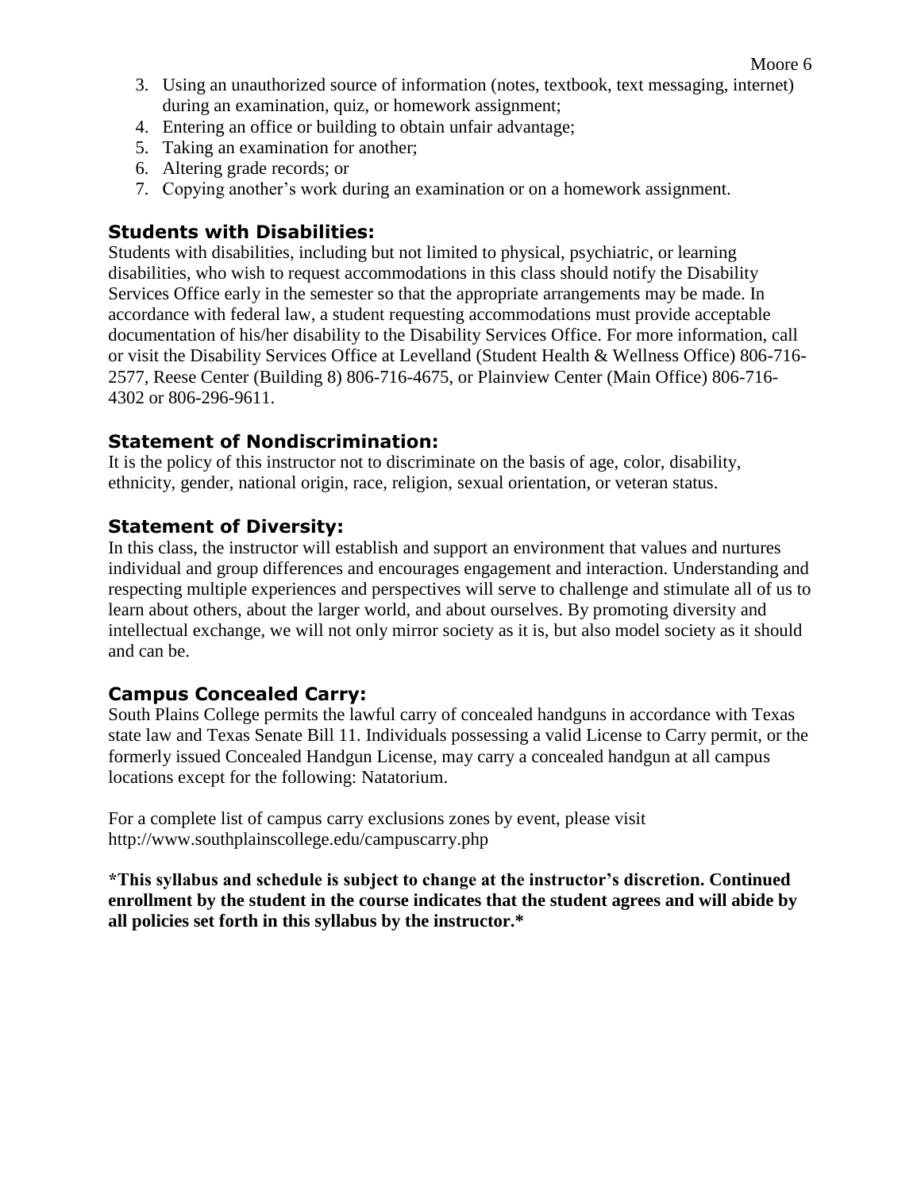3. Using an unauthorized source of information (notes, textbook, text messaging, internet) during an examination, quiz, or homework assignment;
4. Entering an office or building to obtain unfair advantage;
5. Taking an examination for another;
6. Altering grade records; or
7. Copying another's work during an examination or on a homework assignment.

### Students with Disabilities:

Students with disabilities, including but not limited to physical, psychiatric, or learning disabilities, who wish to request accommodations in this class should notify the Disability Services Office early in the semester so that the appropriate arrangements may be made. In accordance with federal law, a student requesting accommodations must provide acceptable documentation of his/her disability to the Disability Services Office. For more information, call or visit the Disability Services Office at Levelland (Student Health & Wellness Office) 806-716-2577, Reese Center (Building 8) 806-716-4675, or Plainview Center (Main Office) 806-716-4302 or 806-296-9611.

### Statement of Nondiscrimination:

It is the policy of this instructor not to discriminate on the basis of age, color, disability, ethnicity, gender, national origin, race, religion, sexual orientation, or veteran status.

### Statement of Diversity:

In this class, the instructor will establish and support an environment that values and nurtures individual and group differences and encourages engagement and interaction. Understanding and respecting multiple experiences and perspectives will serve to challenge and stimulate all of us to learn about others, about the larger world, and about ourselves. By promoting diversity and intellectual exchange, we will not only mirror society as it is, but also model society as it should and can be.

### Campus Concealed Carry:

South Plains College permits the lawful carry of concealed handguns in accordance with Texas state law and Texas Senate Bill 11. Individuals possessing a valid License to Carry permit, or the formerly issued Concealed Handgun License, may carry a concealed handgun at all campus locations except for the following: Natatorium.

For a complete list of campus carry exclusions zones by event, please visit http://www.southplainscollege.edu/campuscarry.php

**\*This syllabus and schedule is subject to change at the instructor's discretion. Continued enrollment by the student in the course indicates that the student agrees and will abide by all policies set forth in this syllabus by the instructor.\***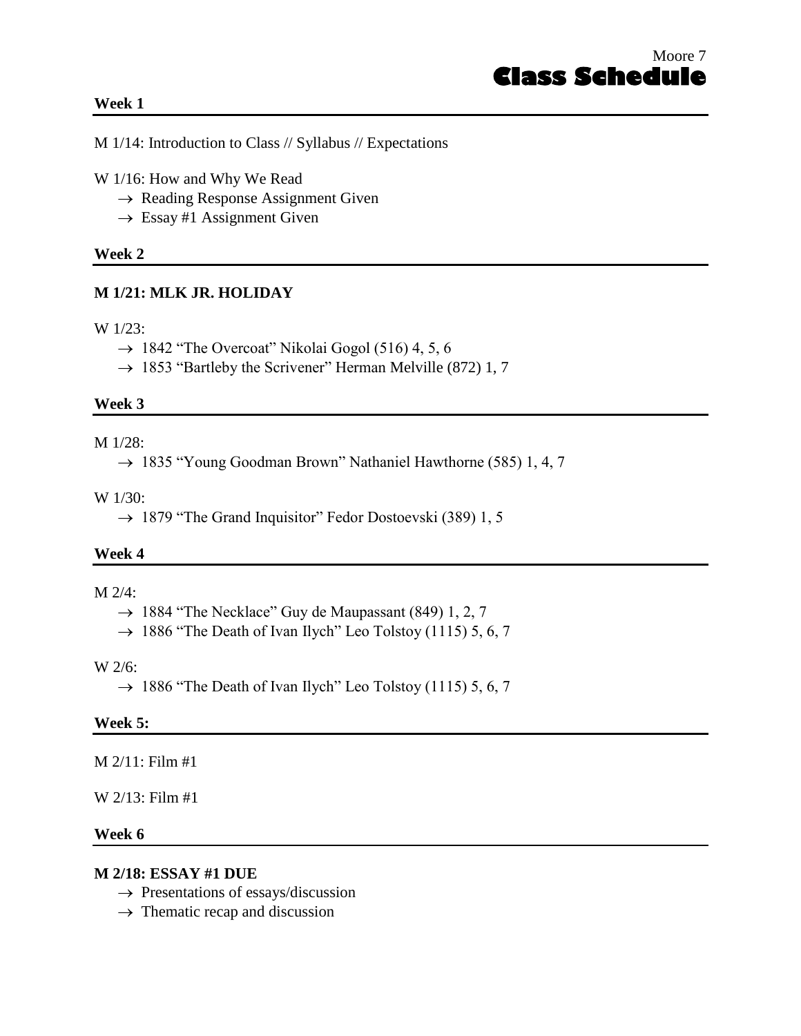# Class Schedule

## Week 1

M 1/14: Introduction to Class // Syllabus // Expectations

W 1/16: How and Why We Read

- → Reading Response Assignment Given
- → Essay #1 Assignment Given

## Week 2

**M 1/21: MLK JR. HOLIDAY**

W 1/23:

- → 1842 “The Overcoat” Nikolai Gogol (516) 4, 5, 6
- → 1853 “Bartleby the Scrivener” Herman Melville (872) 1, 7

## Week 3

M 1/28:

- → 1835 “Young Goodman Brown” Nathaniel Hawthorne (585) 1, 4, 7

W 1/30:

- → 1879 “The Grand Inquisitor” Fedor Dostoevski (389) 1, 5

## Week 4

M 2/4:

- → 1884 “The Necklace” Guy de Maupassant (849) 1, 2, 7
- → 1886 “The Death of Ivan Ilych” Leo Tolstoy (1115) 5, 6, 7

W 2/6:

- → 1886 “The Death of Ivan Ilych” Leo Tolstoy (1115) 5, 6, 7

## Week 5:

M 2/11: Film #1

W 2/13: Film #1

## Week 6

**M 2/18: ESSAY #1 DUE**

- → Presentations of essays/discussion
- → Thematic recap and discussion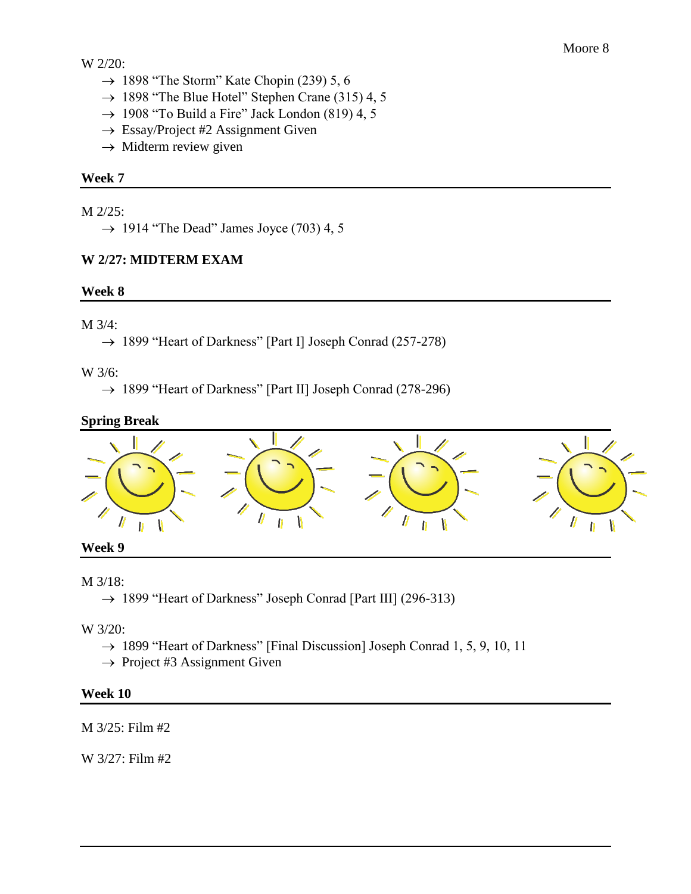W 2/20:

- → 1898 "The Storm" Kate Chopin (239) 5, 6
- → 1898 "The Blue Hotel" Stephen Crane (315) 4, 5
- → 1908 "To Build a Fire" Jack London (819) 4, 5
- → Essay/Project #2 Assignment Given
- → Midterm review given

**Week 7**

---

M 2/25:

- → 1914 "The Dead" James Joyce (703) 4, 5

**W 2/27: MIDTERM EXAM**

**Week 8**

---

M 3/4:

- → 1899 "Heart of Darkness" [Part I] Joseph Conrad (257-278)

W 3/6:

- → 1899 "Heart of Darkness" [Part II] Joseph Conrad (278-296)

**Spring Break**

---

**Week 9**

---

M 3/18:

- → 1899 "Heart of Darkness" Joseph Conrad [Part III] (296-313)

W 3/20:

- → 1899 "Heart of Darkness" [Final Discussion] Joseph Conrad 1, 5, 9, 10, 11
- → Project #3 Assignment Given

**Week 10**

---

M 3/25: Film #2

W 3/27: Film #2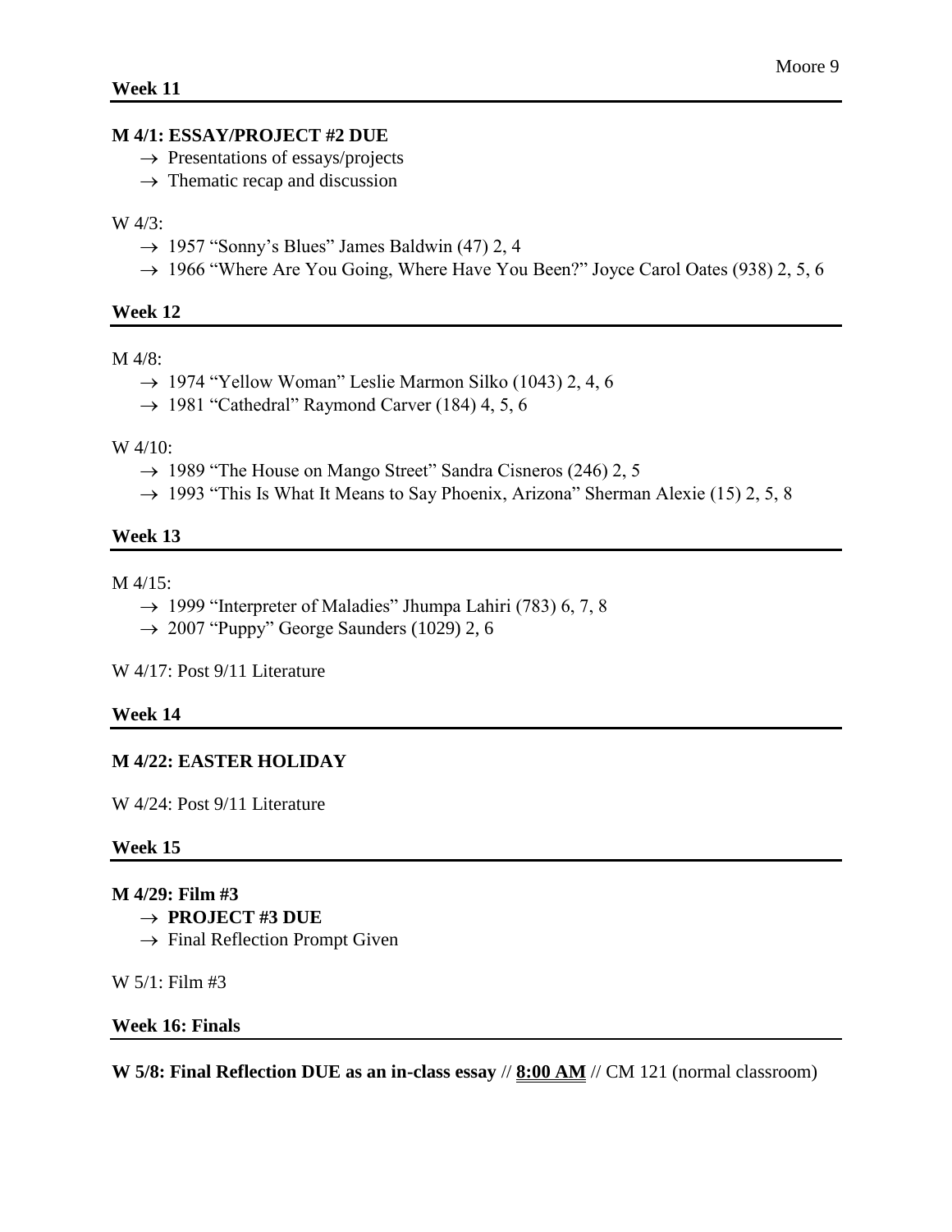## Week 11

**M 4/1: ESSAY/PROJECT #2 DUE**

- → Presentations of essays/projects
- → Thematic recap and discussion

W 4/3:

- → 1957 "Sonny's Blues" James Baldwin (47) 2, 4
- → 1966 "Where Are You Going, Where Have You Been?" Joyce Carol Oates (938) 2, 5, 6

## Week 12

M 4/8:

- → 1974 "Yellow Woman" Leslie Marmon Silko (1043) 2, 4, 6
- → 1981 "Cathedral" Raymond Carver (184) 4, 5, 6

W 4/10:

- → 1989 "The House on Mango Street" Sandra Cisneros (246) 2, 5
- → 1993 "This Is What It Means to Say Phoenix, Arizona" Sherman Alexie (15) 2, 5, 8

## Week 13

M 4/15:

- → 1999 "Interpreter of Maladies" Jhumpa Lahiri (783) 6, 7, 8
- → 2007 "Puppy" George Saunders (1029) 2, 6

W 4/17: Post 9/11 Literature

## Week 14

**M 4/22: EASTER HOLIDAY**

W 4/24: Post 9/11 Literature

## Week 15

**M 4/29: Film #3**

- → **PROJECT #3 DUE**
- → Final Reflection Prompt Given

W 5/1: Film #3

## Week 16: Finals

**W 5/8: Final Reflection DUE as an in-class essay // <u>8:00 AM</u> //** CM 121 (normal classroom)